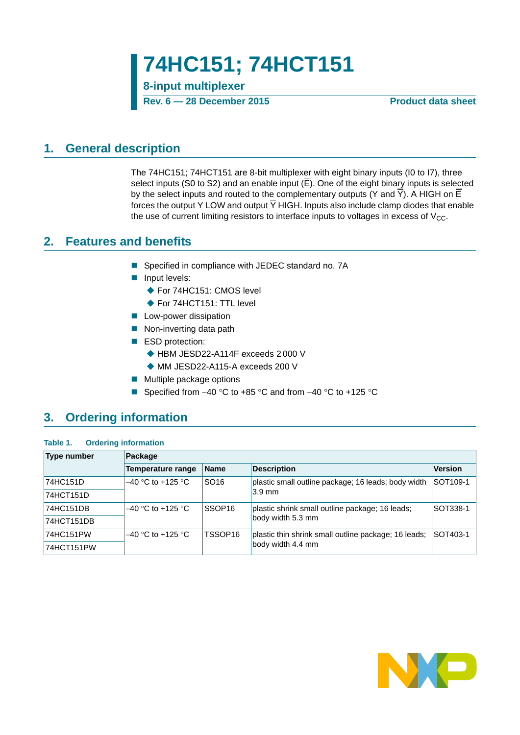# 74HC151; 74HCT151

**8-input multiplexer**

**Rev. 6 — 28 December 2015** **Product data sheet**

## 1. General description

The 74HC151; 74HCT151 are 8-bit multiplexer with eight binary inputs (I0 to I7), three select inputs (S0 to S2) and an enable input ($\overline{E}$). One of the eight binary inputs is selected by the select inputs and routed to the complementary outputs (Y and $\overline{Y}$). A HIGH on $\overline{E}$ forces the output Y LOW and output $\overline{Y}$ HIGH. Inputs also include clamp diodes that enable the use of current limiting resistors to interface inputs to voltages in excess of $V_{CC}$.

## 2. Features and benefits

- Specified in compliance with JEDEC standard no. 7A
- Input levels:
  - For 74HC151: CMOS level
  - For 74HCT151: TTL level
- Low-power dissipation
- Non-inverting data path
- ESD protection:
  - HBM JESD22-A114F exceeds 2 000 V
  - MM JESD22-A115-A exceeds 200 V
- Multiple package options
- Specified from −40 °C to +85 °C and from −40 °C to +125 °C

## 3. Ordering information

**Table 1. Ordering information**

| Type number | Package | | | |
|---|---|---|---|---|
| | Temperature range | Name | Description | Version |
| 74HC151D | −40 °C to +125 °C | SO16 | plastic small outline package; 16 leads; body width 3.9 mm | SOT109-1 |
| 74HCT151D | | | | |
| 74HC151DB | −40 °C to +125 °C | SSOP16 | plastic shrink small outline package; 16 leads; body width 5.3 mm | SOT338-1 |
| 74HCT151DB | | | | |
| 74HC151PW | −40 °C to +125 °C | TSSOP16 | plastic thin shrink small outline package; 16 leads; body width 4.4 mm | SOT403-1 |
| 74HCT151PW | | | | |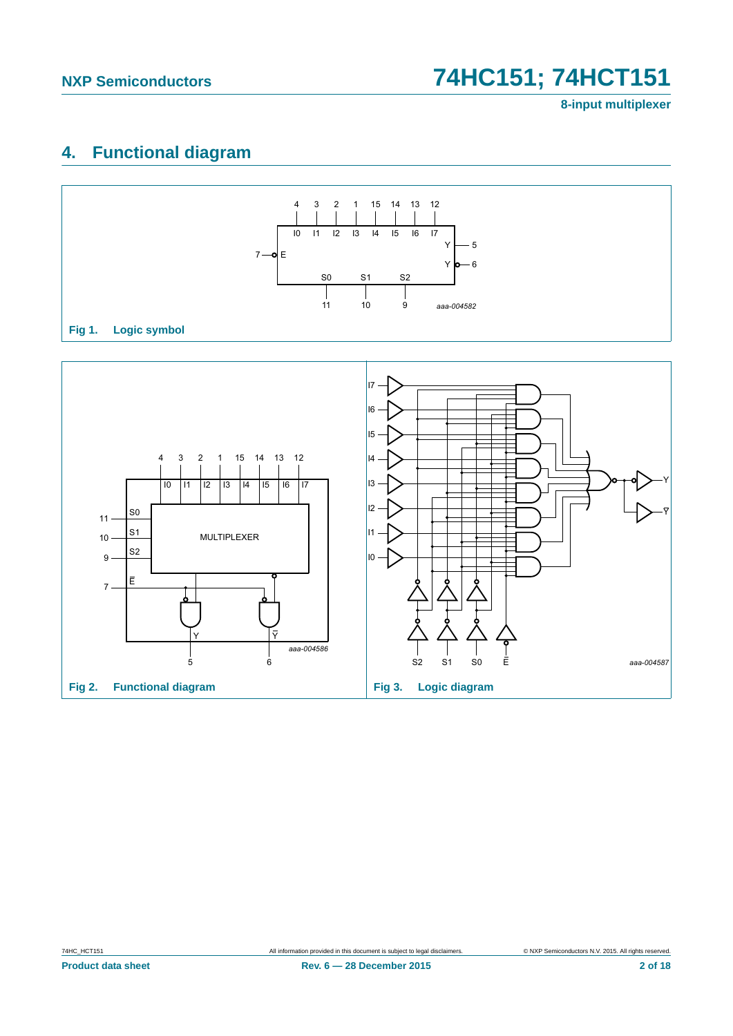# 4. Functional diagram

Fig 1. Logic symbol

Fig 2. Functional diagram

Fig 3. Logic diagram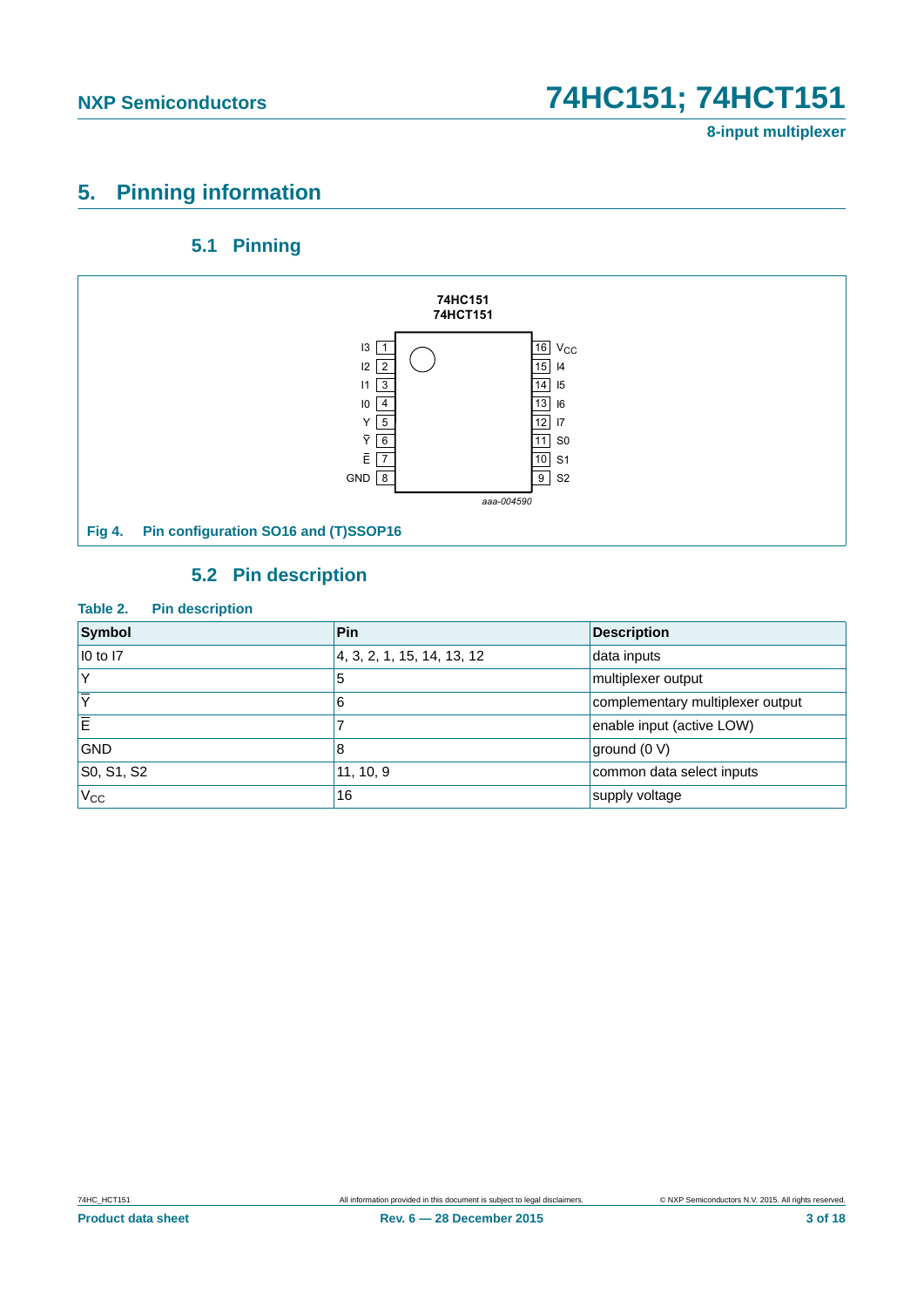# 5. Pinning information

## 5.1 Pinning

Fig 4. Pin configuration SO16 and (T)SSOP16

## 5.2 Pin description

**Table 2. Pin description**

| Symbol | Pin | Description |
|---|---|---|
| I0 to I7 | 4, 3, 2, 1, 15, 14, 13, 12 | data inputs |
| Y | 5 | multiplexer output |
| $\overline{Y}$ | 6 | complementary multiplexer output |
| $\overline{E}$ | 7 | enable input (active LOW) |
| GND | 8 | ground (0 V) |
| S0, S1, S2 | 11, 10, 9 | common data select inputs |
| $V_{CC}$ | 16 | supply voltage |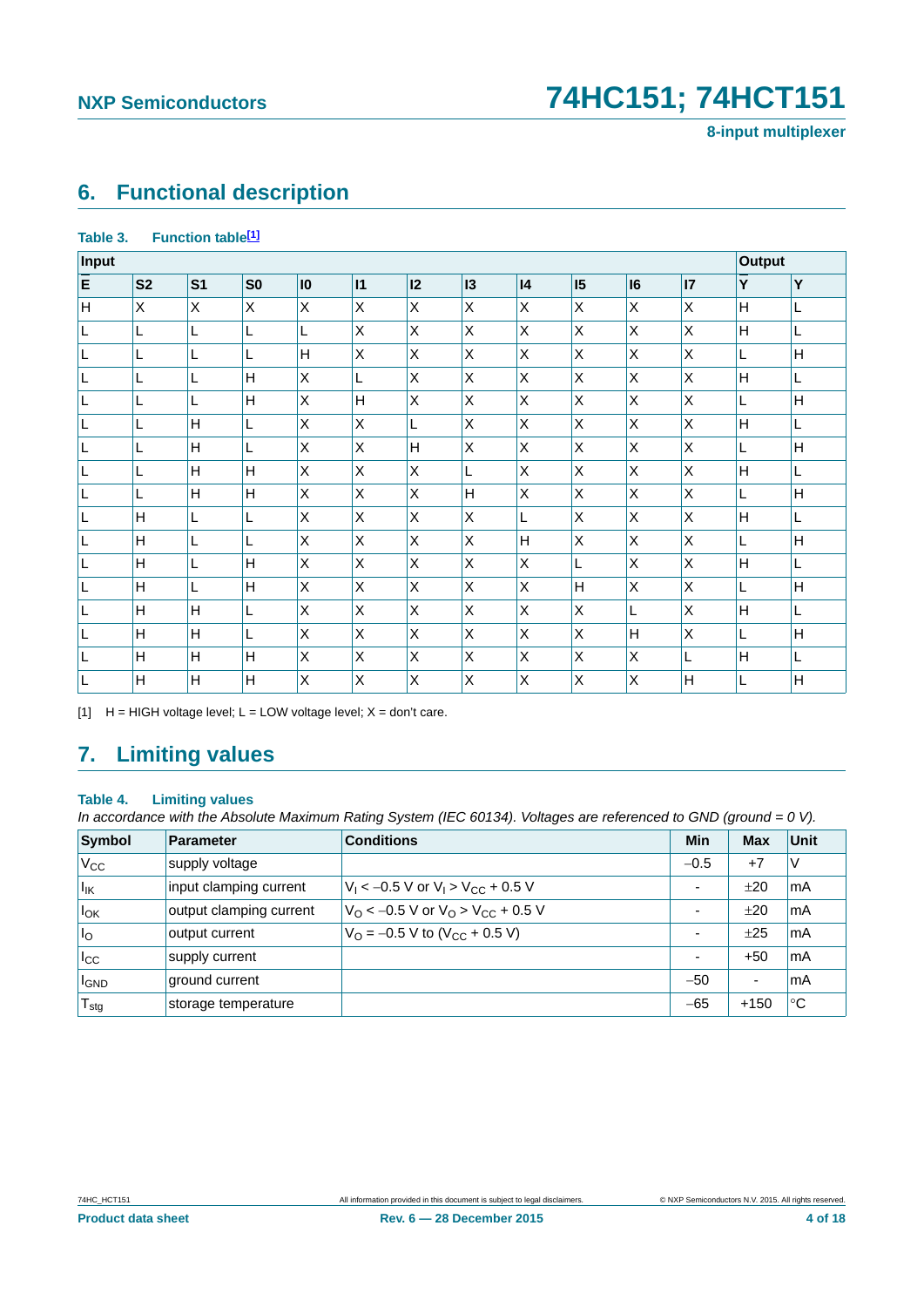## 6. Functional description

**Table 3. Function table[1]**

| Input | | | | | | | | | | | | Output | |
|---|---|---|---|---|---|---|---|---|---|---|---|---|---|
| $\overline{E}$ | S2 | S1 | S0 | I0 | I1 | I2 | I3 | I4 | I5 | I6 | I7 | $\overline{Y}$ | Y |
| H | X | X | X | X | X | X | X | X | X | X | X | H | L |
| L | L | L | L | L | X | X | X | X | X | X | X | H | L |
| L | L | L | L | H | X | X | X | X | X | X | X | L | H |
| L | L | L | H | X | L | X | X | X | X | X | X | H | L |
| L | L | L | H | X | H | X | X | X | X | X | X | L | H |
| L | L | H | L | X | X | L | X | X | X | X | X | H | L |
| L | L | H | L | X | X | H | X | X | X | X | X | L | H |
| L | L | H | H | X | X | X | L | X | X | X | X | H | L |
| L | L | H | H | X | X | X | H | X | X | X | X | L | H |
| L | H | L | L | X | X | X | X | L | X | X | X | H | L |
| L | H | L | L | X | X | X | X | H | X | X | X | L | H |
| L | H | L | H | X | X | X | X | X | L | X | X | H | L |
| L | H | L | H | X | X | X | X | X | H | X | X | L | H |
| L | H | H | L | X | X | X | X | X | X | L | X | H | L |
| L | H | H | L | X | X | X | X | X | X | H | X | L | H |
| L | H | H | H | X | X | X | X | X | X | X | L | H | L |
| L | H | H | H | X | X | X | X | X | X | X | H | L | H |

[1] H = HIGH voltage level; L = LOW voltage level; X = don't care.

## 7. Limiting values

**Table 4. Limiting values**

*In accordance with the Absolute Maximum Rating System (IEC 60134). Voltages are referenced to GND (ground = 0 V).*

| Symbol | Parameter | Conditions | Min | Max | Unit |
|---|---|---|---|---|---|
| $V_{CC}$ | supply voltage | | −0.5 | +7 | V |
| $I_{IK}$ | input clamping current | $V_I < -0.5$ V or $V_I > V_{CC} + 0.5$ V | - | ±20 | mA |
| $I_{OK}$ | output clamping current | $V_O < -0.5$ V or $V_O > V_{CC} + 0.5$ V | - | ±20 | mA |
| $I_O$ | output current | $V_O = -0.5$ V to $(V_{CC} + 0.5$ V) | - | ±25 | mA |
| $I_{CC}$ | supply current | | - | +50 | mA |
| $I_{GND}$ | ground current | | −50 | - | mA |
| $T_{stg}$ | storage temperature | | −65 | +150 | °C |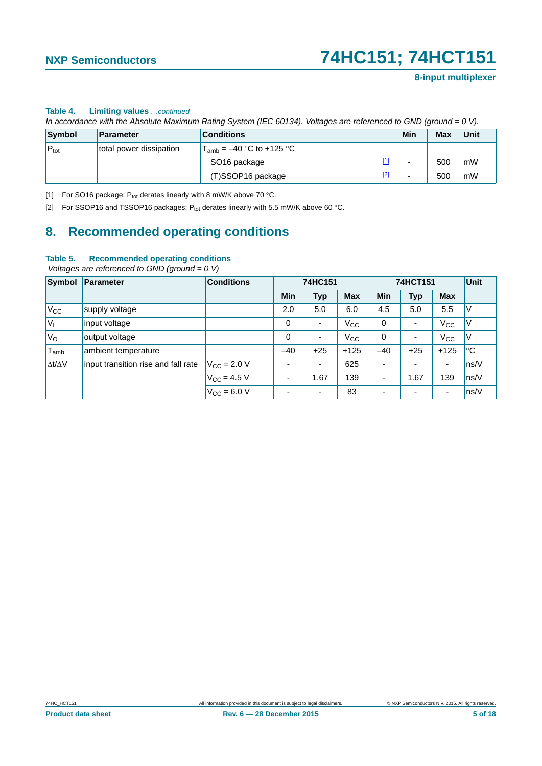**Table 4. Limiting values** *…continued*

*In accordance with the Absolute Maximum Rating System (IEC 60134). Voltages are referenced to GND (ground = 0 V).*

| Symbol | Parameter | Conditions | | Min | Max | Unit |
|---|---|---|---|---|---|---|
| $P_{tot}$ | total power dissipation | $T_{amb}$ = −40 °C to +125 °C | | | | |
| | | SO16 package | [1] | - | 500 | mW |
| | | (T)SSOP16 package | [2] | - | 500 | mW |

[1] For SO16 package: $P_{tot}$ derates linearly with 8 mW/K above 70 °C.

[2] For SSOP16 and TSSOP16 packages: $P_{tot}$ derates linearly with 5.5 mW/K above 60 °C.

## 8. Recommended operating conditions

**Table 5. Recommended operating conditions**

*Voltages are referenced to GND (ground = 0 V)*

| Symbol | Parameter | Conditions | 74HC151 | | | 74HCT151 | | | Unit |
|---|---|---|---|---|---|---|---|---|---|
| | | | Min | Typ | Max | Min | Typ | Max | |
| $V_{CC}$ | supply voltage | | 2.0 | 5.0 | 6.0 | 4.5 | 5.0 | 5.5 | V |
| $V_I$ | input voltage | | 0 | - | $V_{CC}$ | 0 | - | $V_{CC}$ | V |
| $V_O$ | output voltage | | 0 | - | $V_{CC}$ | 0 | - | $V_{CC}$ | V |
| $T_{amb}$ | ambient temperature | | −40 | +25 | +125 | −40 | +25 | +125 | °C |
| $\Delta t/\Delta V$ | input transition rise and fall rate | $V_{CC}$ = 2.0 V | - | - | 625 | - | - | - | ns/V |
| | | $V_{CC}$ = 4.5 V | - | 1.67 | 139 | - | 1.67 | 139 | ns/V |
| | | $V_{CC}$ = 6.0 V | - | - | 83 | - | - | - | ns/V |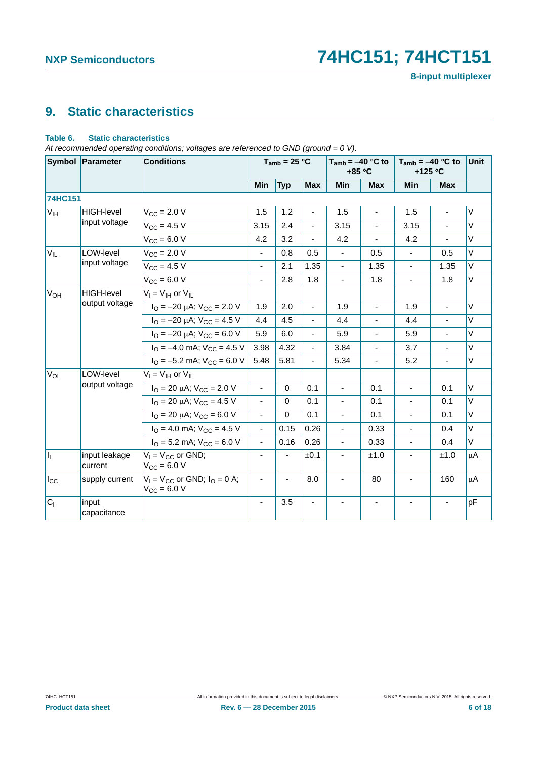## 9. Static characteristics

**Table 6. Static characteristics**

*At recommended operating conditions; voltages are referenced to GND (ground = 0 V).*

| Symbol | Parameter | Conditions | $T_{amb}$ = 25 °C | | | $T_{amb}$ = −40 °C to +85 °C | | $T_{amb}$ = −40 °C to +125 °C | | Unit |
|---|---|---|---|---|---|---|---|---|---|---|
| | | | Min | Typ | Max | Min | Max | Min | Max | |
| **74HC151** | | | | | | | | | | |
| $V_{IH}$ | HIGH-level input voltage | $V_{CC}$ = 2.0 V | 1.5 | 1.2 | - | 1.5 | - | 1.5 | - | V |
| | | $V_{CC}$ = 4.5 V | 3.15 | 2.4 | - | 3.15 | - | 3.15 | - | V |
| | | $V_{CC}$ = 6.0 V | 4.2 | 3.2 | - | 4.2 | - | 4.2 | - | V |
| $V_{IL}$ | LOW-level input voltage | $V_{CC}$ = 2.0 V | - | 0.8 | 0.5 | - | 0.5 | - | 0.5 | V |
| | | $V_{CC}$ = 4.5 V | - | 2.1 | 1.35 | - | 1.35 | - | 1.35 | V |
| | | $V_{CC}$ = 6.0 V | - | 2.8 | 1.8 | - | 1.8 | - | 1.8 | V |
| $V_{OH}$ | HIGH-level output voltage | $V_I = V_{IH}$ or $V_{IL}$ | | | | | | | | |
| | | $I_O$ = −20 μA; $V_{CC}$ = 2.0 V | 1.9 | 2.0 | - | 1.9 | - | 1.9 | - | V |
| | | $I_O$ = −20 μA; $V_{CC}$ = 4.5 V | 4.4 | 4.5 | - | 4.4 | - | 4.4 | - | V |
| | | $I_O$ = −20 μA; $V_{CC}$ = 6.0 V | 5.9 | 6.0 | - | 5.9 | - | 5.9 | - | V |
| | | $I_O$ = −4.0 mA; $V_{CC}$ = 4.5 V | 3.98 | 4.32 | - | 3.84 | - | 3.7 | - | V |
| | | $I_O$ = −5.2 mA; $V_{CC}$ = 6.0 V | 5.48 | 5.81 | - | 5.34 | - | 5.2 | - | V |
| $V_{OL}$ | LOW-level output voltage | $V_I = V_{IH}$ or $V_{IL}$ | | | | | | | | |
| | | $I_O$ = 20 μA; $V_{CC}$ = 2.0 V | - | 0 | 0.1 | - | 0.1 | - | 0.1 | V |
| | | $I_O$ = 20 μA; $V_{CC}$ = 4.5 V | - | 0 | 0.1 | - | 0.1 | - | 0.1 | V |
| | | $I_O$ = 20 μA; $V_{CC}$ = 6.0 V | - | 0 | 0.1 | - | 0.1 | - | 0.1 | V |
| | | $I_O$ = 4.0 mA; $V_{CC}$ = 4.5 V | - | 0.15 | 0.26 | - | 0.33 | - | 0.4 | V |
| | | $I_O$ = 5.2 mA; $V_{CC}$ = 6.0 V | - | 0.16 | 0.26 | - | 0.33 | - | 0.4 | V |
| $I_I$ | input leakage current | $V_I = V_{CC}$ or GND; $V_{CC}$ = 6.0 V | - | - | ±0.1 | - | ±1.0 | - | ±1.0 | μA |
| $I_{CC}$ | supply current | $V_I = V_{CC}$ or GND; $I_O$ = 0 A; $V_{CC}$ = 6.0 V | - | - | 8.0 | - | 80 | - | 160 | μA |
| $C_I$ | input capacitance | | - | 3.5 | - | - | - | - | - | pF |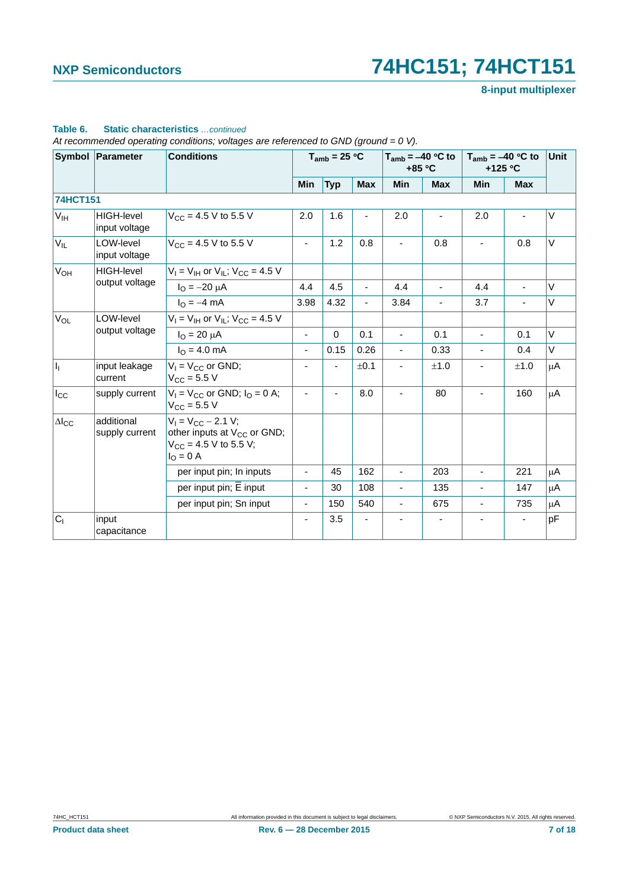**Table 6. Static characteristics** *...continued*

*At recommended operating conditions; voltages are referenced to GND (ground = 0 V).*

| Symbol | Parameter | Conditions | $T_{amb}$ = 25 °C | | | $T_{amb}$ = −40 °C to +85 °C | | $T_{amb}$ = −40 °C to +125 °C | | Unit |
|---|---|---|---|---|---|---|---|---|---|---|
| | | | Min | Typ | Max | Min | Max | Min | Max | |
| **74HCT151** | | | | | | | | | | |
| $V_{IH}$ | HIGH-level input voltage | $V_{CC}$ = 4.5 V to 5.5 V | 2.0 | 1.6 | - | 2.0 | - | 2.0 | - | V |
| $V_{IL}$ | LOW-level input voltage | $V_{CC}$ = 4.5 V to 5.5 V | - | 1.2 | 0.8 | - | 0.8 | - | 0.8 | V |
| $V_{OH}$ | HIGH-level output voltage | $V_I = V_{IH}$ or $V_{IL}$; $V_{CC}$ = 4.5 V | | | | | | | | |
| | | $I_O$ = −20 μA | 4.4 | 4.5 | - | 4.4 | - | 4.4 | - | V |
| | | $I_O$ = −4 mA | 3.98 | 4.32 | - | 3.84 | - | 3.7 | - | V |
| $V_{OL}$ | LOW-level output voltage | $V_I = V_{IH}$ or $V_{IL}$; $V_{CC}$ = 4.5 V | | | | | | | | |
| | | $I_O$ = 20 μA | - | 0 | 0.1 | - | 0.1 | - | 0.1 | V |
| | | $I_O$ = 4.0 mA | - | 0.15 | 0.26 | - | 0.33 | - | 0.4 | V |
| $I_I$ | input leakage current | $V_I = V_{CC}$ or GND; $V_{CC}$ = 5.5 V | - | - | ±0.1 | - | ±1.0 | - | ±1.0 | μA |
| $I_{CC}$ | supply current | $V_I = V_{CC}$ or GND; $I_O$ = 0 A; $V_{CC}$ = 5.5 V | - | - | 8.0 | - | 80 | - | 160 | μA |
| $\Delta I_{CC}$ | additional supply current | $V_I = V_{CC} - 2.1$ V; other inputs at $V_{CC}$ or GND; $V_{CC}$ = 4.5 V to 5.5 V; $I_O$ = 0 A | | | | | | | | |
| | | per input pin; In inputs | - | 45 | 162 | - | 203 | - | 221 | μA |
| | | per input pin; $\overline{E}$ input | - | 30 | 108 | - | 135 | - | 147 | μA |
| | | per input pin; Sn input | - | 150 | 540 | - | 675 | - | 735 | μA |
| $C_I$ | input capacitance | | - | 3.5 | - | - | - | - | - | pF |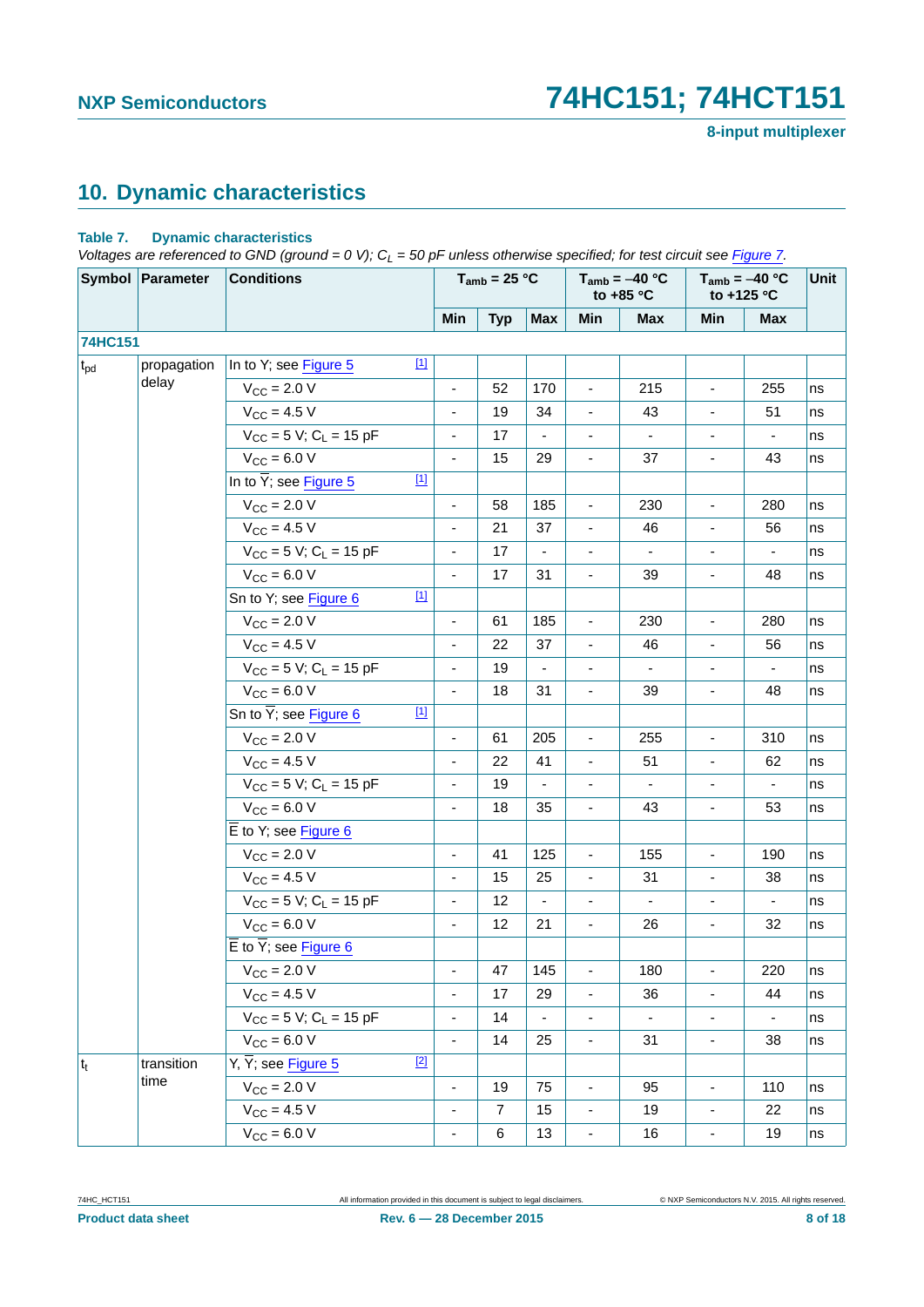## 10. Dynamic characteristics

**Table 7. Dynamic characteristics**

*Voltages are referenced to GND (ground = 0 V); $C_L$ = 50 pF unless otherwise specified; for test circuit see Figure 7.*

| Symbol | Parameter | Conditions | $T_{amb}$ = 25 °C | | | $T_{amb}$ = −40 °C to +85 °C | | $T_{amb}$ = −40 °C to +125 °C | | Unit |
|---|---|---|---|---|---|---|---|---|---|---|
| | | | Min | Typ | Max | Min | Max | Min | Max | |
| **74HC151** | | | | | | | | | | |
| $t_{pd}$ | propagation delay | In to Y; see Figure 5 [1] | | | | | | | | |
| | | $V_{CC}$ = 2.0 V | - | 52 | 170 | - | 215 | - | 255 | ns |
| | | $V_{CC}$ = 4.5 V | - | 19 | 34 | - | 43 | - | 51 | ns |
| | | $V_{CC}$ = 5 V; $C_L$ = 15 pF | - | 17 | - | - | - | - | - | ns |
| | | $V_{CC}$ = 6.0 V | - | 15 | 29 | - | 37 | - | 43 | ns |
| | | In to $\overline{Y}$; see Figure 5 [1] | | | | | | | | |
| | | $V_{CC}$ = 2.0 V | - | 58 | 185 | - | 230 | - | 280 | ns |
| | | $V_{CC}$ = 4.5 V | - | 21 | 37 | - | 46 | - | 56 | ns |
| | | $V_{CC}$ = 5 V; $C_L$ = 15 pF | - | 17 | - | - | - | - | - | ns |
| | | $V_{CC}$ = 6.0 V | - | 17 | 31 | - | 39 | - | 48 | ns |
| | | Sn to Y; see Figure 6 [1] | | | | | | | | |
| | | $V_{CC}$ = 2.0 V | - | 61 | 185 | - | 230 | - | 280 | ns |
| | | $V_{CC}$ = 4.5 V | - | 22 | 37 | - | 46 | - | 56 | ns |
| | | $V_{CC}$ = 5 V; $C_L$ = 15 pF | - | 19 | - | - | - | - | - | ns |
| | | $V_{CC}$ = 6.0 V | - | 18 | 31 | - | 39 | - | 48 | ns |
| | | Sn to $\overline{Y}$; see Figure 6 [1] | | | | | | | | |
| | | $V_{CC}$ = 2.0 V | - | 61 | 205 | - | 255 | - | 310 | ns |
| | | $V_{CC}$ = 4.5 V | - | 22 | 41 | - | 51 | - | 62 | ns |
| | | $V_{CC}$ = 5 V; $C_L$ = 15 pF | - | 19 | - | - | - | - | - | ns |
| | | $V_{CC}$ = 6.0 V | - | 18 | 35 | - | 43 | - | 53 | ns |
| | | $\overline{E}$ to Y; see Figure 6 | | | | | | | | |
| | | $V_{CC}$ = 2.0 V | - | 41 | 125 | - | 155 | - | 190 | ns |
| | | $V_{CC}$ = 4.5 V | - | 15 | 25 | - | 31 | - | 38 | ns |
| | | $V_{CC}$ = 5 V; $C_L$ = 15 pF | - | 12 | - | - | - | - | - | ns |
| | | $V_{CC}$ = 6.0 V | - | 12 | 21 | - | 26 | - | 32 | ns |
| | | $\overline{E}$ to $\overline{Y}$; see Figure 6 | | | | | | | | |
| | | $V_{CC}$ = 2.0 V | - | 47 | 145 | - | 180 | - | 220 | ns |
| | | $V_{CC}$ = 4.5 V | - | 17 | 29 | - | 36 | - | 44 | ns |
| | | $V_{CC}$ = 5 V; $C_L$ = 15 pF | - | 14 | - | - | - | - | - | ns |
| | | $V_{CC}$ = 6.0 V | - | 14 | 25 | - | 31 | - | 38 | ns |
| $t_t$ | transition time | Y, $\overline{Y}$; see Figure 5 [2] | | | | | | | | |
| | | $V_{CC}$ = 2.0 V | - | 19 | 75 | - | 95 | - | 110 | ns |
| | | $V_{CC}$ = 4.5 V | - | 7 | 15 | - | 19 | - | 22 | ns |
| | | $V_{CC}$ = 6.0 V | - | 6 | 13 | - | 16 | - | 19 | ns |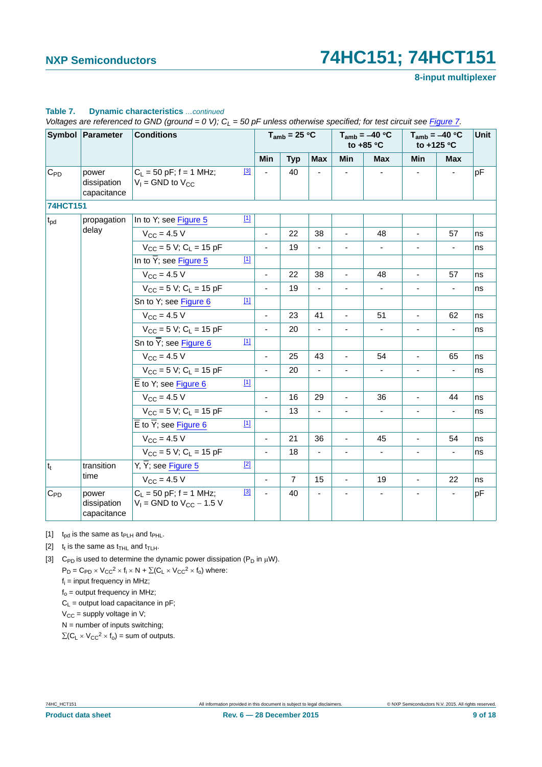**Table 7. Dynamic characteristics** *...continued*

*Voltages are referenced to GND (ground = 0 V); $C_L$ = 50 pF unless otherwise specified; for test circuit see Figure 7.*

| Symbol | Parameter | Conditions | | $T_{amb}$ = 25 °C | | | $T_{amb}$ = −40 °C to +85 °C | | $T_{amb}$ = −40 °C to +125 °C | | Unit |
|---|---|---|---|---|---|---|---|---|---|---|---|
| | | | | Min | Typ | Max | Min | Max | Min | Max | |
| $C_{PD}$ | power dissipation capacitance | $C_L$ = 50 pF; f = 1 MHz; $V_I$ = GND to $V_{CC}$ | [3] | - | 40 | - | - | - | - | - | pF |
| **74HCT151** | | | | | | | | | | | |
| $t_{pd}$ | propagation delay | In to Y; see Figure 5 | [1] | | | | | | | | |
| | | $V_{CC}$ = 4.5 V | | - | 22 | 38 | - | 48 | - | 57 | ns |
| | | $V_{CC}$ = 5 V; $C_L$ = 15 pF | | - | 19 | - | - | - | - | - | ns |
| | | In to $\overline{Y}$; see Figure 5 | [1] | | | | | | | | |
| | | $V_{CC}$ = 4.5 V | | - | 22 | 38 | - | 48 | - | 57 | ns |
| | | $V_{CC}$ = 5 V; $C_L$ = 15 pF | | - | 19 | - | - | - | - | - | ns |
| | | Sn to Y; see Figure 6 | [1] | | | | | | | | |
| | | $V_{CC}$ = 4.5 V | | - | 23 | 41 | - | 51 | - | 62 | ns |
| | | $V_{CC}$ = 5 V; $C_L$ = 15 pF | | - | 20 | - | - | - | - | - | ns |
| | | Sn to $\overline{Y}$; see Figure 6 | [1] | | | | | | | | |
| | | $V_{CC}$ = 4.5 V | | - | 25 | 43 | - | 54 | - | 65 | ns |
| | | $V_{CC}$ = 5 V; $C_L$ = 15 pF | | - | 20 | - | - | - | - | - | ns |
| | | $\overline{E}$ to Y; see Figure 6 | [1] | | | | | | | | |
| | | $V_{CC}$ = 4.5 V | | - | 16 | 29 | - | 36 | - | 44 | ns |
| | | $V_{CC}$ = 5 V; $C_L$ = 15 pF | | - | 13 | - | - | - | - | - | ns |
| | | $\overline{E}$ to $\overline{Y}$; see Figure 6 | [1] | | | | | | | | |
| | | $V_{CC}$ = 4.5 V | | - | 21 | 36 | - | 45 | - | 54 | ns |
| | | $V_{CC}$ = 5 V; $C_L$ = 15 pF | | - | 18 | - | - | - | - | - | ns |
| $t_t$ | transition time | Y, $\overline{Y}$; see Figure 5 | [2] | | | | | | | | |
| | | $V_{CC}$ = 4.5 V | | - | 7 | 15 | - | 19 | - | 22 | ns |
| $C_{PD}$ | power dissipation capacitance | $C_L$ = 50 pF; f = 1 MHz; $V_I$ = GND to $V_{CC}$ − 1.5 V | [3] | - | 40 | - | - | - | - | - | pF |

[1] $t_{pd}$ is the same as $t_{PLH}$ and $t_{PHL}$.

[2] $t_t$ is the same as $t_{THL}$ and $t_{TLH}$.

[3] $C_{PD}$ is used to determine the dynamic power dissipation ($P_D$ in μW).

$P_D = C_{PD} \times V_{CC}^2 \times f_i \times N + \sum(C_L \times V_{CC}^2 \times f_o)$ where:

$f_i$ = input frequency in MHz;

$f_o$ = output frequency in MHz;

$C_L$ = output load capacitance in pF;

$V_{CC}$ = supply voltage in V;

N = number of inputs switching;

$\sum(C_L \times V_{CC}^2 \times f_o)$ = sum of outputs.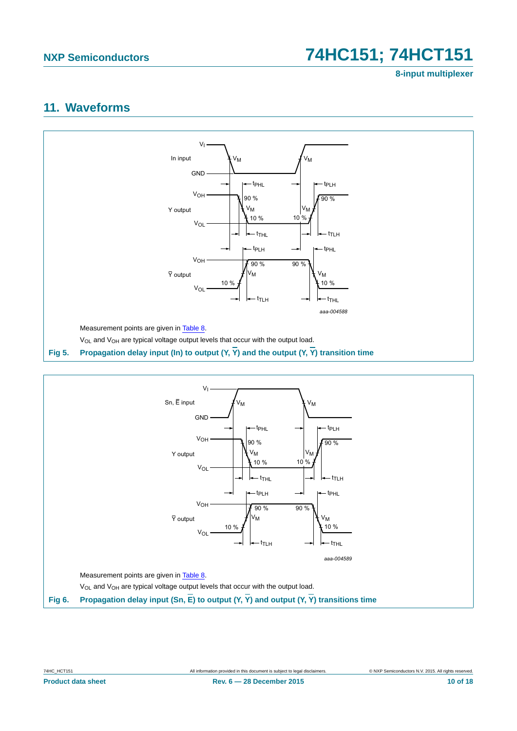## 11. Waveforms

Measurement points are given in Table 8.

$V_{OL}$ and $V_{OH}$ are typical voltage output levels that occur with the output load.

**Fig 5. Propagation delay input (In) to output (Y, $\overline{Y}$) and the output (Y, $\overline{Y}$) transition time**

Measurement points are given in Table 8.

$V_{OL}$ and $V_{OH}$ are typical voltage output levels that occur with the output load.

**Fig 6. Propagation delay input (Sn, $\overline{E}$) to output (Y, $\overline{Y}$) and output (Y, $\overline{Y}$) transitions time**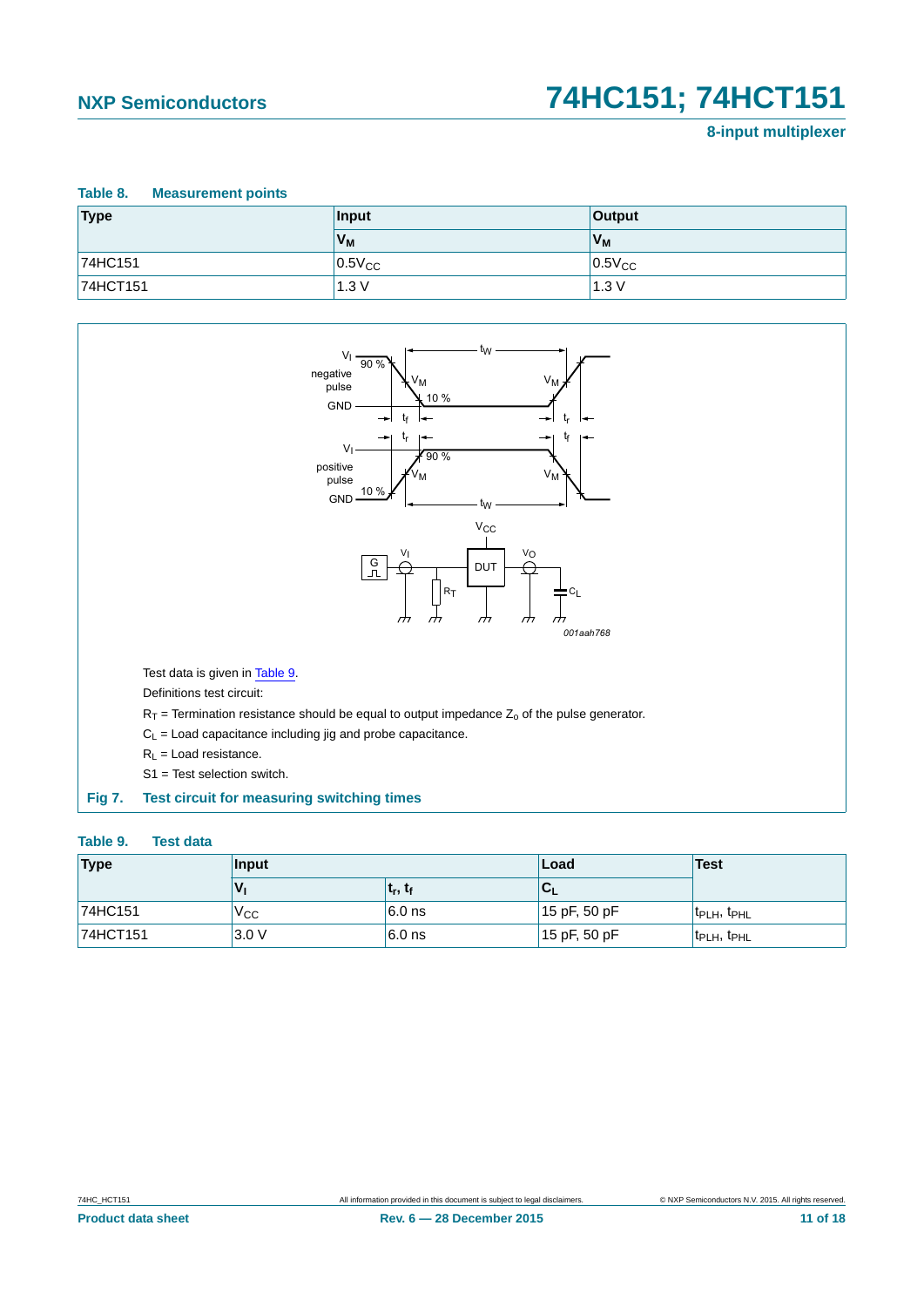**Table 8. Measurement points**

| Type | Input | Output |
|---|---|---|
| | $V_M$ | $V_M$ |
| 74HC151 | $0.5V_{CC}$ | $0.5V_{CC}$ |
| 74HCT151 | 1.3 V | 1.3 V |

Test data is given in Table 9.

Definitions test circuit:

$R_T$ = Termination resistance should be equal to output impedance $Z_o$ of the pulse generator.

$C_L$ = Load capacitance including jig and probe capacitance.

$R_L$ = Load resistance.

S1 = Test selection switch.

**Fig 7. Test circuit for measuring switching times**

**Table 9. Test data**

| Type | Input | | Load | Test |
|---|---|---|---|---|
| | $V_I$ | $t_r$, $t_f$ | $C_L$ | |
| 74HC151 | $V_{CC}$ | 6.0 ns | 15 pF, 50 pF | $t_{PLH}$, $t_{PHL}$ |
| 74HCT151 | 3.0 V | 6.0 ns | 15 pF, 50 pF | $t_{PLH}$, $t_{PHL}$ |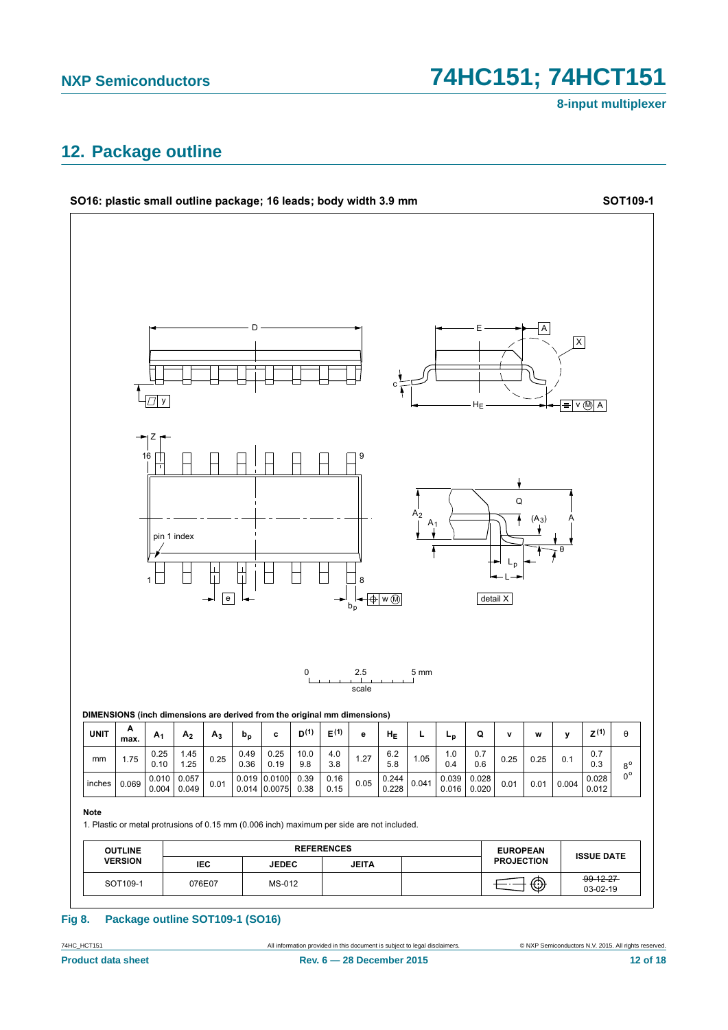## 12. Package outline

**SO16: plastic small outline package; 16 leads; body width 3.9 mm** **SOT109-1**

DIMENSIONS (inch dimensions are derived from the original mm dimensions)

| UNIT | A max. | $A_1$ | $A_2$ | $A_3$ | $b_p$ | c | D(1) | E(1) | e | $H_E$ | L | $L_p$ | Q | v | w | y | Z(1) | θ |
|---|---|---|---|---|---|---|---|---|---|---|---|---|---|---|---|---|---|---|
| mm | 1.75 | 0.25<br>0.10 | 1.45<br>1.25 | 0.25 | 0.49<br>0.36 | 0.25<br>0.19 | 10.0<br>9.8 | 4.0<br>3.8 | 1.27 | 6.2<br>5.8 | 1.05 | 1.0<br>0.4 | 0.7<br>0.6 | 0.25 | 0.25 | 0.1 | 0.7<br>0.3 | 8°<br>0° |
| inches | 0.069 | 0.010<br>0.004 | 0.057<br>0.049 | 0.01 | 0.019<br>0.014 | 0.0100<br>0.0075 | 0.39<br>0.38 | 0.16<br>0.15 | 0.05 | 0.244<br>0.228 | 0.041 | 0.039<br>0.016 | 0.028<br>0.020 | 0.01 | 0.01 | 0.004 | 0.028<br>0.012 | |

**Note**

1. Plastic or metal protrusions of 0.15 mm (0.006 inch) maximum per side are not included.

| OUTLINE VERSION | REFERENCES | | | | EUROPEAN PROJECTION | ISSUE DATE |
|---|---|---|---|---|---|---|
| | IEC | JEDEC | JEITA | | | |
| SOT109-1 | 076E07 | MS-012 | | | | ~~99-12-27~~<br>03-02-19 |

**Fig 8. Package outline SOT109-1 (SO16)**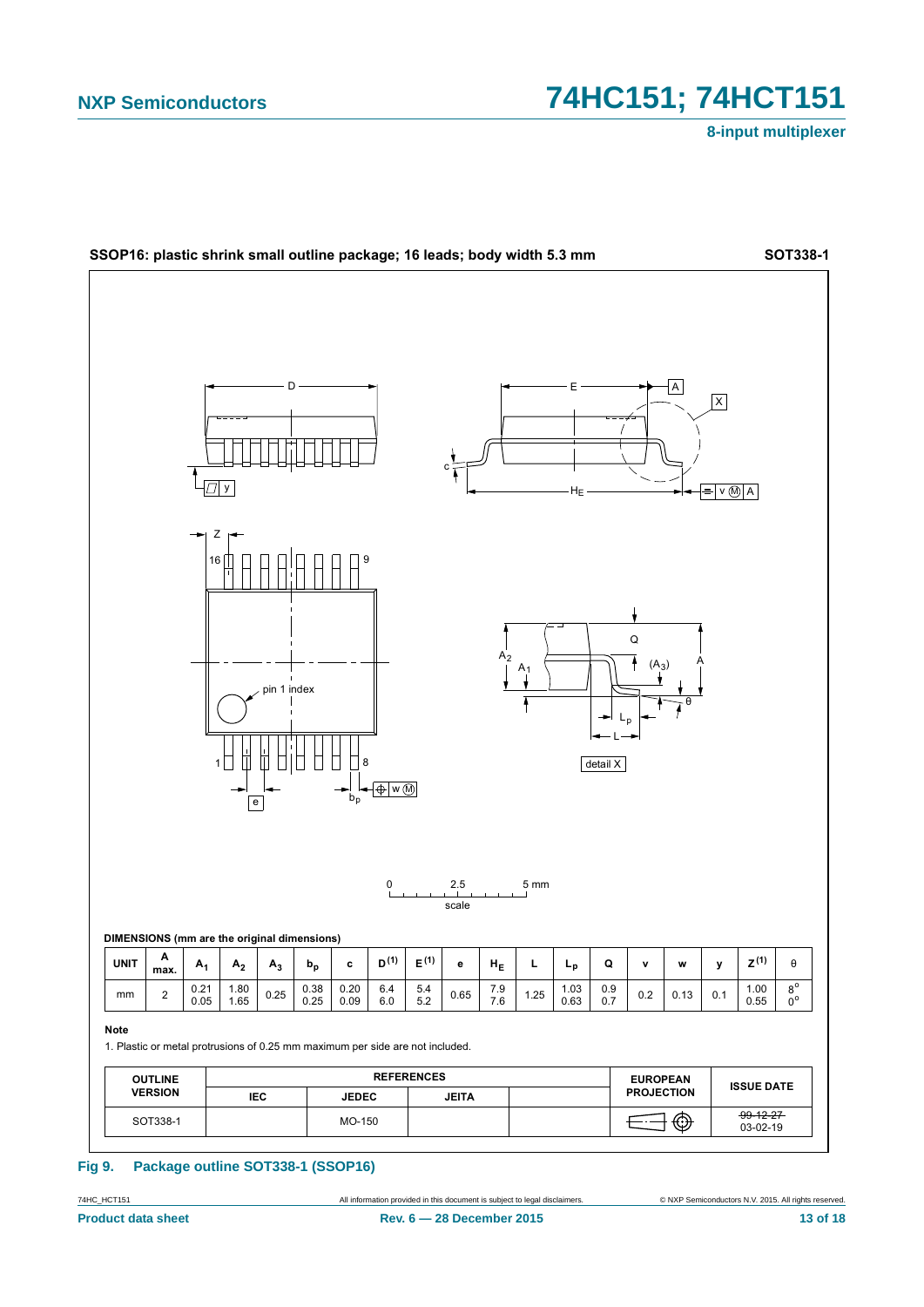**SSOP16: plastic shrink small outline package; 16 leads; body width 5.3 mm** **SOT338-1**

**DIMENSIONS (mm are the original dimensions)**

| UNIT | A max. | $A_1$ | $A_2$ | $A_3$ | $b_p$ | c | D[(1)] | E[(1)] | e | $H_E$ | L | $L_p$ | Q | v | w | y | Z[(1)] | θ |
|---|---|---|---|---|---|---|---|---|---|---|---|---|---|---|---|---|---|---|
| mm | 2 | 0.21<br>0.05 | 1.80<br>1.65 | 0.25 | 0.38<br>0.25 | 0.20<br>0.09 | 6.4<br>6.0 | 5.4<br>5.2 | 0.65 | 7.9<br>7.6 | 1.25 | 1.03<br>0.63 | 0.9<br>0.7 | 0.2 | 0.13 | 0.1 | 1.00<br>0.55 | 8°<br>0° |

**Note**

1. Plastic or metal protrusions of 0.25 mm maximum per side are not included.

| OUTLINE VERSION | REFERENCES | | | | EUROPEAN PROJECTION | ISSUE DATE |
|---|---|---|---|---|---|---|
| | IEC | JEDEC | JEITA | | | |
| SOT338-1 | | MO-150 | | | | ~~99-12-27~~<br>03-02-19 |

**Fig 9. Package outline SOT338-1 (SSOP16)**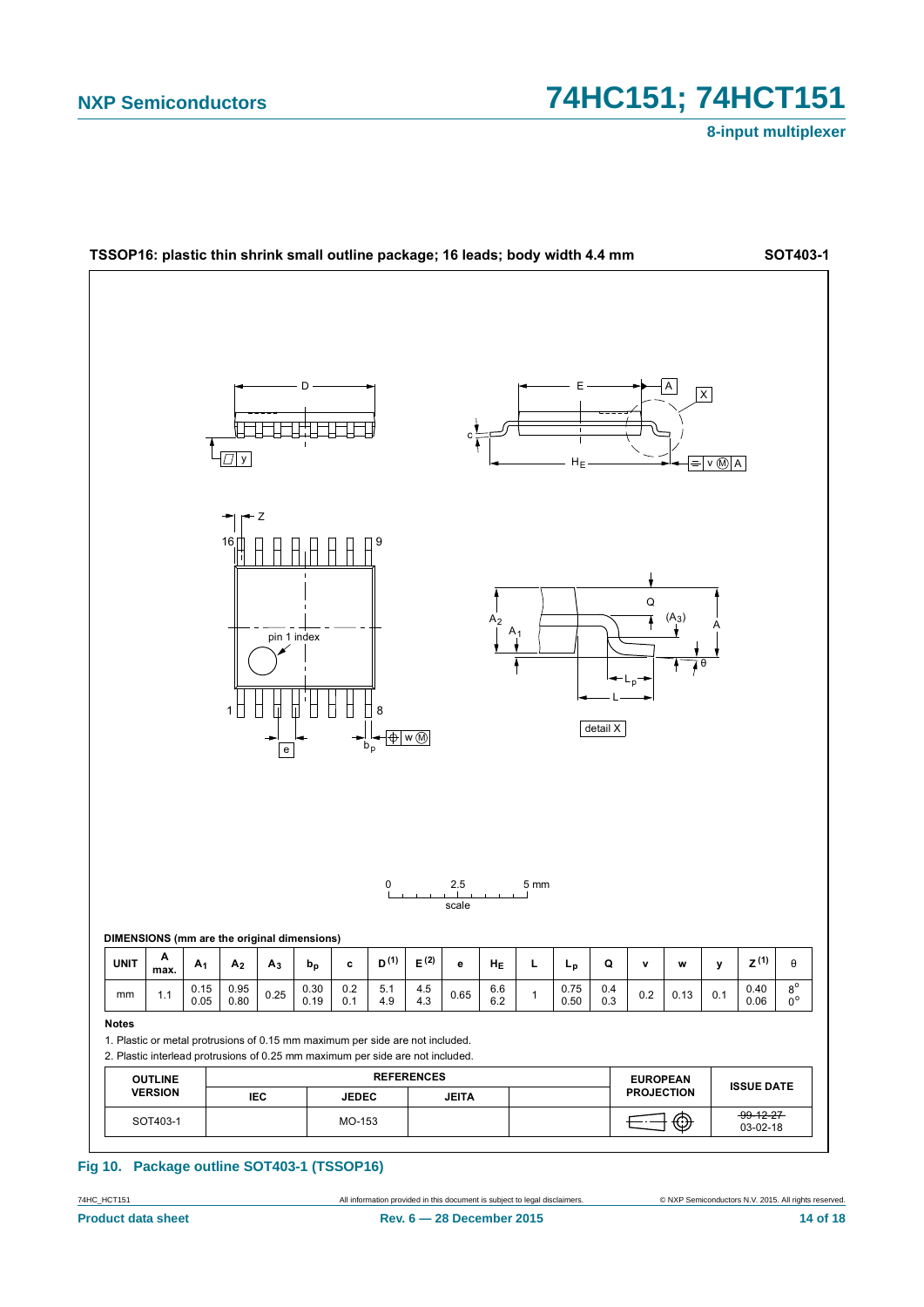**TSSOP16: plastic thin shrink small outline package; 16 leads; body width 4.4 mm** **SOT403-1**

**DIMENSIONS (mm are the original dimensions)**

| UNIT | A max. | $A_1$ | $A_2$ | $A_3$ | $b_p$ | c | D (1) | E (2) | e | $H_E$ | L | $L_p$ | Q | v | w | y | Z (1) | θ |
|---|---|---|---|---|---|---|---|---|---|---|---|---|---|---|---|---|---|---|
| mm | 1.1 | 0.15<br>0.05 | 0.95<br>0.80 | 0.25 | 0.30<br>0.19 | 0.2<br>0.1 | 5.1<br>4.9 | 4.5<br>4.3 | 0.65 | 6.6<br>6.2 | 1 | 0.75<br>0.50 | 0.4<br>0.3 | 0.2 | 0.13 | 0.1 | 0.40<br>0.06 | 8°<br>0° |

**Notes**

1. Plastic or metal protrusions of 0.15 mm maximum per side are not included.
2. Plastic interlead protrusions of 0.25 mm maximum per side are not included.

| OUTLINE VERSION | REFERENCES | | | | EUROPEAN PROJECTION | ISSUE DATE |
|---|---|---|---|---|---|---|
| | IEC | JEDEC | JEITA | | | |
| SOT403-1 | | MO-153 | | | | ~~99-12-27~~<br>03-02-18 |

**Fig 10. Package outline SOT403-1 (TSSOP16)**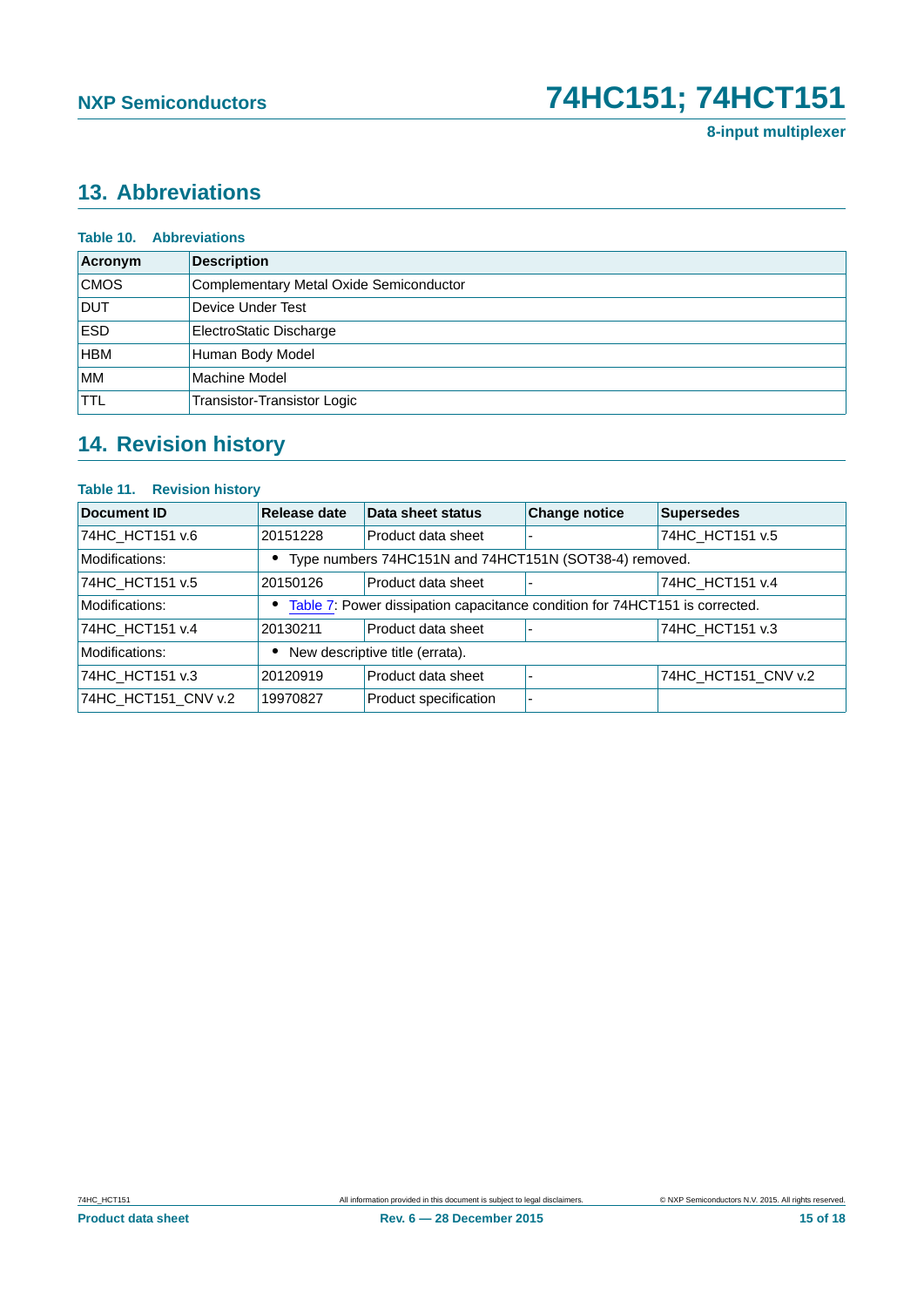## 13. Abbreviations

**Table 10. Abbreviations**

| Acronym | Description |
|---|---|
| CMOS | Complementary Metal Oxide Semiconductor |
| DUT | Device Under Test |
| ESD | ElectroStatic Discharge |
| HBM | Human Body Model |
| MM | Machine Model |
| TTL | Transistor-Transistor Logic |

## 14. Revision history

**Table 11. Revision history**

| Document ID | Release date | Data sheet status | Change notice | Supersedes |
|---|---|---|---|---|
| 74HC_HCT151 v.6 | 20151228 | Product data sheet | - | 74HC_HCT151 v.5 |
| Modifications: | • Type numbers 74HC151N and 74HCT151N (SOT38-4) removed. | | | |
| 74HC_HCT151 v.5 | 20150126 | Product data sheet | - | 74HC_HCT151 v.4 |
| Modifications: | • Table 7: Power dissipation capacitance condition for 74HCT151 is corrected. | | | |
| 74HC_HCT151 v.4 | 20130211 | Product data sheet | - | 74HC_HCT151 v.3 |
| Modifications: | • New descriptive title (errata). | | | |
| 74HC_HCT151 v.3 | 20120919 | Product data sheet | - | 74HC_HCT151_CNV v.2 |
| 74HC_HCT151_CNV v.2 | 19970827 | Product specification | - | |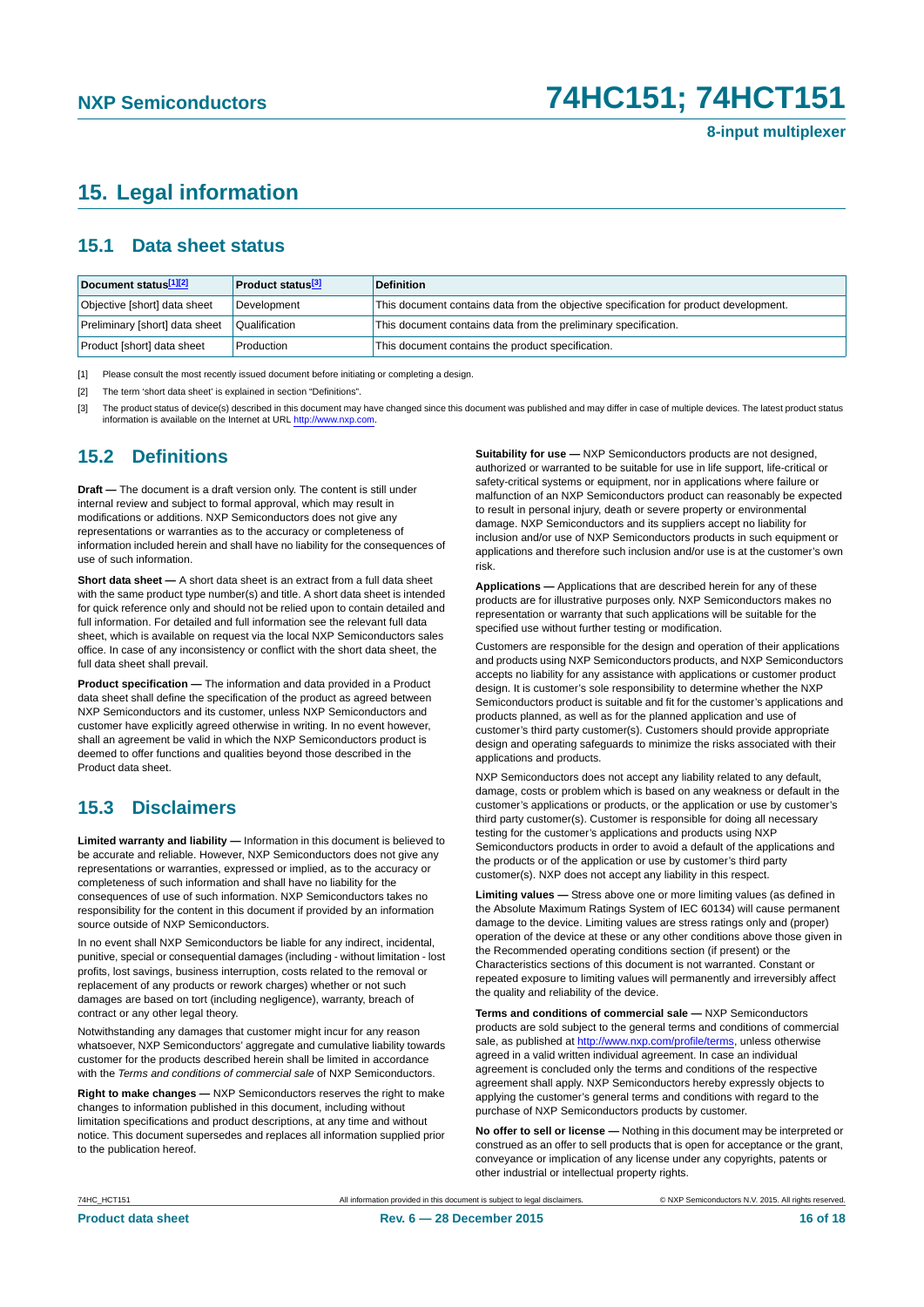# 15. Legal information

## 15.1 Data sheet status

| Document status[1][2] | Product status[3] | Definition |
|---|---|---|
| Objective [short] data sheet | Development | This document contains data from the objective specification for product development. |
| Preliminary [short] data sheet | Qualification | This document contains data from the preliminary specification. |
| Product [short] data sheet | Production | This document contains the product specification. |

[1] Please consult the most recently issued document before initiating or completing a design.

[2] The term 'short data sheet' is explained in section "Definitions".

[3] The product status of device(s) described in this document may have changed since this document was published and may differ in case of multiple devices. The latest product status information is available on the Internet at URL http://www.nxp.com.

## 15.2 Definitions

**Draft —** The document is a draft version only. The content is still under internal review and subject to formal approval, which may result in modifications or additions. NXP Semiconductors does not give any representations or warranties as to the accuracy or completeness of information included herein and shall have no liability for the consequences of use of such information.

**Short data sheet —** A short data sheet is an extract from a full data sheet with the same product type number(s) and title. A short data sheet is intended for quick reference only and should not be relied upon to contain detailed and full information. For detailed and full information see the relevant full data sheet, which is available on request via the local NXP Semiconductors sales office. In case of any inconsistency or conflict with the short data sheet, the full data sheet shall prevail.

**Product specification —** The information and data provided in a Product data sheet shall define the specification of the product as agreed between NXP Semiconductors and its customer, unless NXP Semiconductors and customer have explicitly agreed otherwise in writing. In no event however, shall an agreement be valid in which the NXP Semiconductors product is deemed to offer functions and qualities beyond those described in the Product data sheet.

## 15.3 Disclaimers

**Limited warranty and liability —** Information in this document is believed to be accurate and reliable. However, NXP Semiconductors does not give any representations or warranties, expressed or implied, as to the accuracy or completeness of such information and shall have no liability for the consequences of use of such information. NXP Semiconductors takes no responsibility for the content in this document if provided by an information source outside of NXP Semiconductors.

In no event shall NXP Semiconductors be liable for any indirect, incidental, punitive, special or consequential damages (including - without limitation - lost profits, lost savings, business interruption, costs related to the removal or replacement of any products or rework charges) whether or not such damages are based on tort (including negligence), warranty, breach of contract or any other legal theory.

Notwithstanding any damages that customer might incur for any reason whatsoever, NXP Semiconductors' aggregate and cumulative liability towards customer for the products described herein shall be limited in accordance with the *Terms and conditions of commercial sale* of NXP Semiconductors.

**Right to make changes —** NXP Semiconductors reserves the right to make changes to information published in this document, including without limitation specifications and product descriptions, at any time and without notice. This document supersedes and replaces all information supplied prior to the publication hereof.

**Suitability for use —** NXP Semiconductors products are not designed, authorized or warranted to be suitable for use in life support, life-critical or safety-critical systems or equipment, nor in applications where failure or malfunction of an NXP Semiconductors product can reasonably be expected to result in personal injury, death or severe property or environmental damage. NXP Semiconductors and its suppliers accept no liability for inclusion and/or use of NXP Semiconductors products in such equipment or applications and therefore such inclusion and/or use is at the customer's own risk.

**Applications —** Applications that are described herein for any of these products are for illustrative purposes only. NXP Semiconductors makes no representation or warranty that such applications will be suitable for the specified use without further testing or modification.

Customers are responsible for the design and operation of their applications and products using NXP Semiconductors products, and NXP Semiconductors accepts no liability for any assistance with applications or customer product design. It is customer's sole responsibility to determine whether the NXP Semiconductors product is suitable and fit for the customer's applications and products planned, as well as for the planned application and use of customer's third party customer(s). Customers should provide appropriate design and operating safeguards to minimize the risks associated with their applications and products.

NXP Semiconductors does not accept any liability related to any default, damage, costs or problem which is based on any weakness or default in the customer's applications or products, or the application or use by customer's third party customer(s). Customer is responsible for doing all necessary testing for the customer's applications and products using NXP Semiconductors products in order to avoid a default of the applications and the products or of the application or use by customer's third party customer(s). NXP does not accept any liability in this respect.

**Limiting values —** Stress above one or more limiting values (as defined in the Absolute Maximum Ratings System of IEC 60134) will cause permanent damage to the device. Limiting values are stress ratings only and (proper) operation of the device at these or any other conditions above those given in the Recommended operating conditions section (if present) or the Characteristics sections of this document is not warranted. Constant or repeated exposure to limiting values will permanently and irreversibly affect the quality and reliability of the device.

**Terms and conditions of commercial sale —** NXP Semiconductors products are sold subject to the general terms and conditions of commercial sale, as published at http://www.nxp.com/profile/terms, unless otherwise agreed in a valid written individual agreement. In case an individual agreement is concluded only the terms and conditions of the respective agreement shall apply. NXP Semiconductors hereby expressly objects to applying the customer's general terms and conditions with regard to the purchase of NXP Semiconductors products by customer.

**No offer to sell or license —** Nothing in this document may be interpreted or construed as an offer to sell products that is open for acceptance or the grant, conveyance or implication of any license under any copyrights, patents or other industrial or intellectual property rights.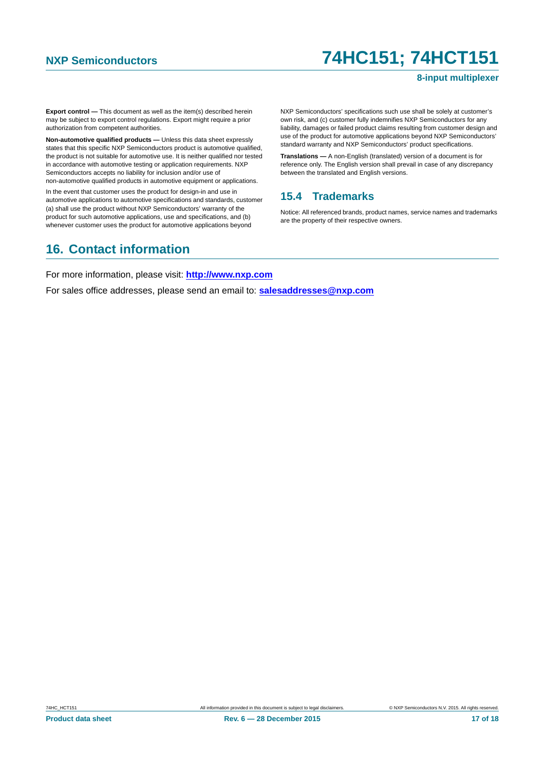**Export control —** This document as well as the item(s) described herein may be subject to export control regulations. Export might require a prior authorization from competent authorities.

**Non-automotive qualified products —** Unless this data sheet expressly states that this specific NXP Semiconductors product is automotive qualified, the product is not suitable for automotive use. It is neither qualified nor tested in accordance with automotive testing or application requirements. NXP Semiconductors accepts no liability for inclusion and/or use of non-automotive qualified products in automotive equipment or applications.

In the event that customer uses the product for design-in and use in automotive applications to automotive specifications and standards, customer (a) shall use the product without NXP Semiconductors' warranty of the product for such automotive applications, use and specifications, and (b) whenever customer uses the product for automotive applications beyond NXP Semiconductors' specifications such use shall be solely at customer's own risk, and (c) customer fully indemnifies NXP Semiconductors for any liability, damages or failed product claims resulting from customer design and use of the product for automotive applications beyond NXP Semiconductors' standard warranty and NXP Semiconductors' product specifications.

**Translations —** A non-English (translated) version of a document is for reference only. The English version shall prevail in case of any discrepancy between the translated and English versions.

### 15.4 Trademarks

Notice: All referenced brands, product names, service names and trademarks are the property of their respective owners.

## 16. Contact information

For more information, please visit: **http://www.nxp.com**

For sales office addresses, please send an email to: **salesaddresses@nxp.com**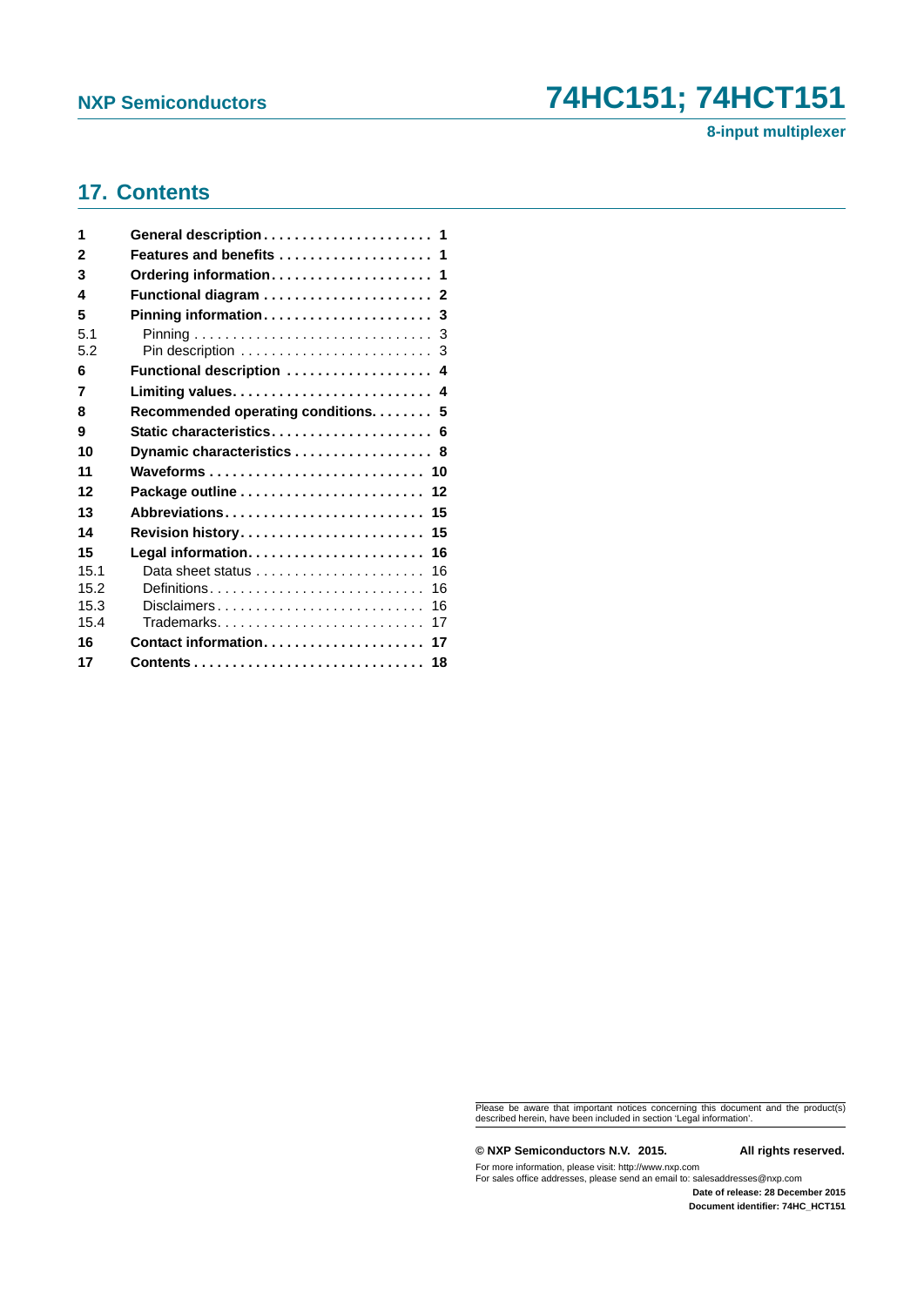## 17. Contents

| | | |
|---|---|---|
| **1** | **General description** | **1** |
| **2** | **Features and benefits** | **1** |
| **3** | **Ordering information** | **1** |
| **4** | **Functional diagram** | **2** |
| **5** | **Pinning information** | **3** |
| 5.1 | Pinning | 3 |
| 5.2 | Pin description | 3 |
| **6** | **Functional description** | **4** |
| **7** | **Limiting values** | **4** |
| **8** | **Recommended operating conditions** | **5** |
| **9** | **Static characteristics** | **6** |
| **10** | **Dynamic characteristics** | **8** |
| **11** | **Waveforms** | **10** |
| **12** | **Package outline** | **12** |
| **13** | **Abbreviations** | **15** |
| **14** | **Revision history** | **15** |
| **15** | **Legal information** | **16** |
| 15.1 | Data sheet status | 16 |
| 15.2 | Definitions | 16 |
| 15.3 | Disclaimers | 16 |
| 15.4 | Trademarks | 17 |
| **16** | **Contact information** | **17** |
| **17** | **Contents** | **18** |

Please be aware that important notices concerning this document and the product(s) described herein, have been included in section 'Legal information'.

**© NXP Semiconductors N.V. 2015. All rights reserved.**

For more information, please visit: http://www.nxp.com
For sales office addresses, please send an email to: salesaddresses@nxp.com

**Date of release: 28 December 2015**
**Document identifier: 74HC_HCT151**